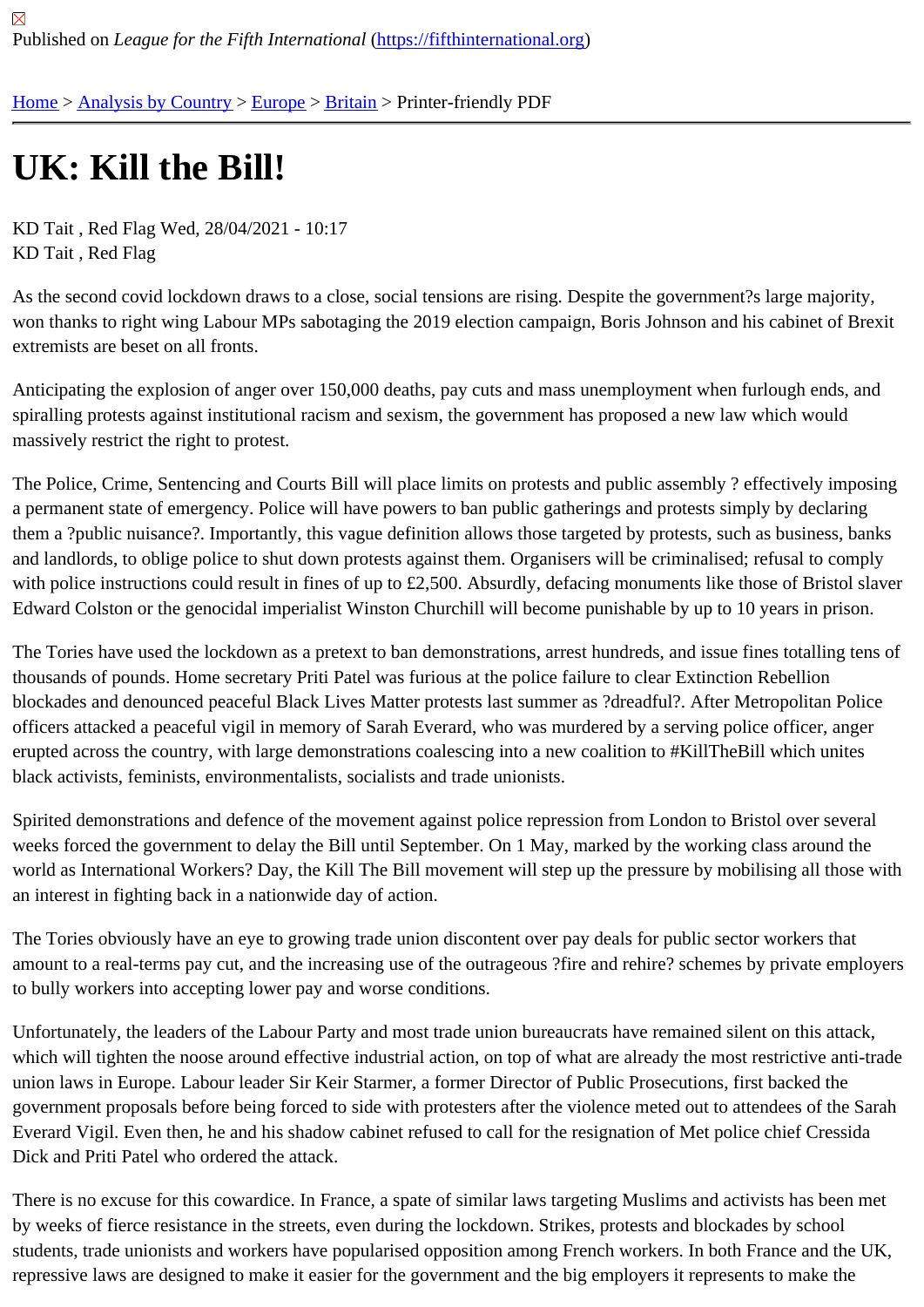Published on *League for the Fifth International* (https://fifthinternational.org)

Home > Analysis by Country > Europe > Britain > Printer-friendly PDF

# UK: Kill the Bill!

KD Tait , Red Flag Wed, 28/04/2021 - 10:17
KD Tait , Red Flag

As the second covid lockdown draws to a close, social tensions are rising. Despite the government?s large majority, won thanks to right wing Labour MPs sabotaging the 2019 election campaign, Boris Johnson and his cabinet of Brexit extremists are beset on all fronts.

Anticipating the explosion of anger over 150,000 deaths, pay cuts and mass unemployment when furlough ends, and spiralling protests against institutional racism and sexism, the government has proposed a new law which would massively restrict the right to protest.

The Police, Crime, Sentencing and Courts Bill will place limits on protests and public assembly ? effectively imposing a permanent state of emergency. Police will have powers to ban public gatherings and protests simply by declaring them a ?public nuisance?. Importantly, this vague definition allows those targeted by protests, such as business, banks and landlords, to oblige police to shut down protests against them. Organisers will be criminalised; refusal to comply with police instructions could result in fines of up to £2,500. Absurdly, defacing monuments like those of Bristol slaver Edward Colston or the genocidal imperialist Winston Churchill will become punishable by up to 10 years in prison.

The Tories have used the lockdown as a pretext to ban demonstrations, arrest hundreds, and issue fines totalling tens of thousands of pounds. Home secretary Priti Patel was furious at the police failure to clear Extinction Rebellion blockades and denounced peaceful Black Lives Matter protests last summer as ?dreadful?. After Metropolitan Police officers attacked a peaceful vigil in memory of Sarah Everard, who was murdered by a serving police officer, anger erupted across the country, with large demonstrations coalescing into a new coalition to #KillTheBill which unites black activists, feminists, environmentalists, socialists and trade unionists.

Spirited demonstrations and defence of the movement against police repression from London to Bristol over several weeks forced the government to delay the Bill until September. On 1 May, marked by the working class around the world as International Workers? Day, the Kill The Bill movement will step up the pressure by mobilising all those with an interest in fighting back in a nationwide day of action.

The Tories obviously have an eye to growing trade union discontent over pay deals for public sector workers that amount to a real-terms pay cut, and the increasing use of the outrageous ?fire and rehire? schemes by private employers to bully workers into accepting lower pay and worse conditions.

Unfortunately, the leaders of the Labour Party and most trade union bureaucrats have remained silent on this attack, which will tighten the noose around effective industrial action, on top of what are already the most restrictive anti-trade union laws in Europe. Labour leader Sir Keir Starmer, a former Director of Public Prosecutions, first backed the government proposals before being forced to side with protesters after the violence meted out to attendees of the Sarah Everard Vigil. Even then, he and his shadow cabinet refused to call for the resignation of Met police chief Cressida Dick and Priti Patel who ordered the attack.

There is no excuse for this cowardice. In France, a spate of similar laws targeting Muslims and activists has been met by weeks of fierce resistance in the streets, even during the lockdown. Strikes, protests and blockades by school students, trade unionists and workers have popularised opposition among French workers. In both France and the UK, repressive laws are designed to make it easier for the government and the big employers it represents to make the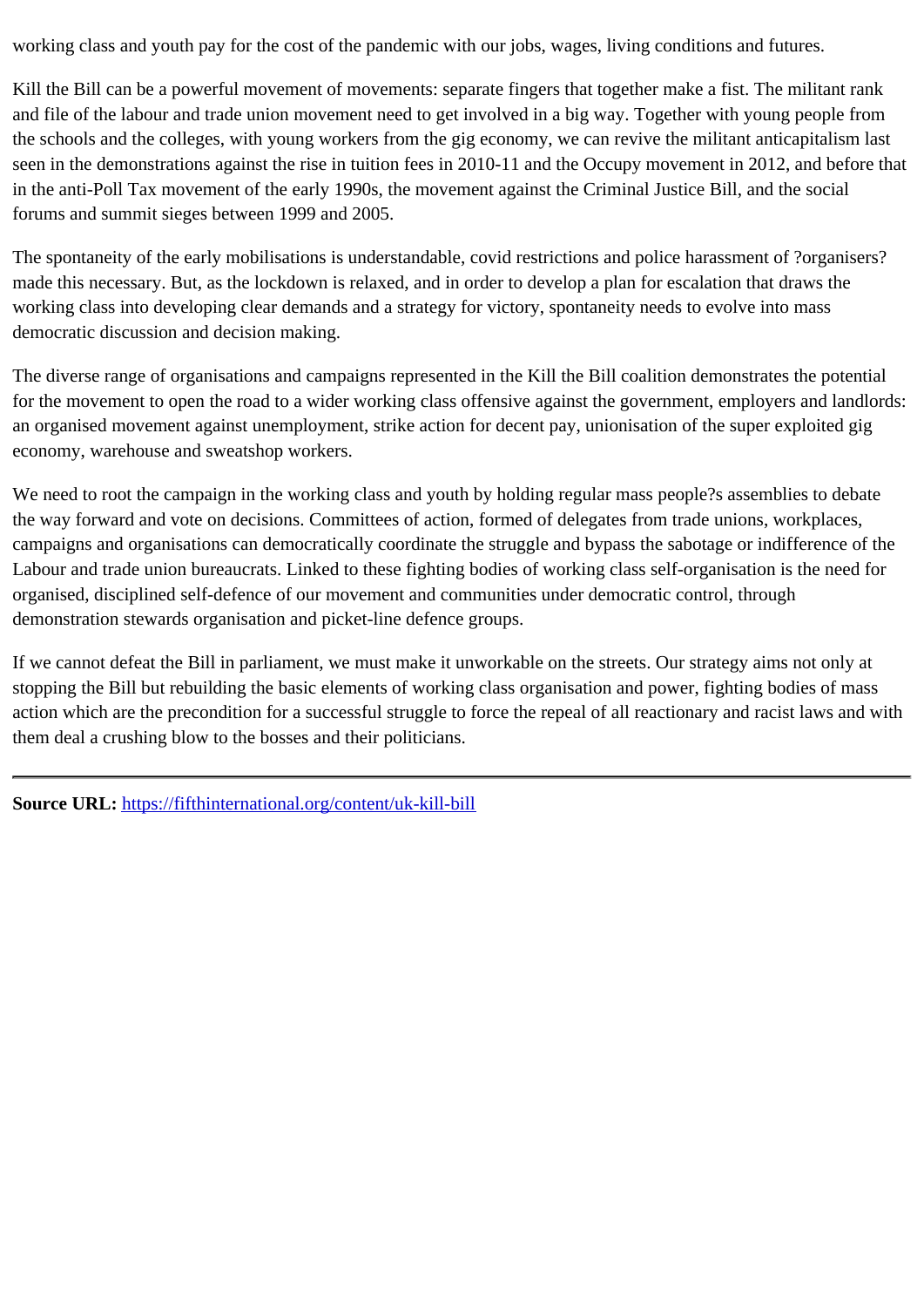working class and youth pay for the cost of the pandemic with our jobs, wages, living conditions and futures.

Kill the Bill can be a powerful movement of movements: separate fingers that together make a fist. The militant rank and file of the labour and trade union movement need to get involved in a big way. Together with young people from the schools and the colleges, with young workers from the gig economy, we can revive the militant anticapitalism last seen in the demonstrations against the rise in tuition fees in 2010-11 and the Occupy movement in 2012, and before that in the anti-Poll Tax movement of the early 1990s, the movement against the Criminal Justice Bill, and the social forums and summit sieges between 1999 and 2005.

The spontaneity of the early mobilisations is understandable, covid restrictions and police harassment of ?organisers? made this necessary. But, as the lockdown is relaxed, and in order to develop a plan for escalation that draws the working class into developing clear demands and a strategy for victory, spontaneity needs to evolve into mass democratic discussion and decision making.

The diverse range of organisations and campaigns represented in the Kill the Bill coalition demonstrates the potential for the movement to open the road to a wider working class offensive against the government, employers and landlords: an organised movement against unemployment, strike action for decent pay, unionisation of the super exploited gig economy, warehouse and sweatshop workers.

We need to root the campaign in the working class and youth by holding regular mass people?s assemblies to debate the way forward and vote on decisions. Committees of action, formed of delegates from trade unions, workplaces, campaigns and organisations can democratically coordinate the struggle and bypass the sabotage or indifference of the Labour and trade union bureaucrats. Linked to these fighting bodies of working class self-organisation is the need for organised, disciplined self-defence of our movement and communities under democratic control, through demonstration stewards organisation and picket-line defence groups.

If we cannot defeat the Bill in parliament, we must make it unworkable on the streets. Our strategy aims not only at stopping the Bill but rebuilding the basic elements of working class organisation and power, fighting bodies of mass action which are the precondition for a successful struggle to force the repeal of all reactionary and racist laws and with them deal a crushing blow to the bosses and their politicians.

---

**Source URL:** https://fifthinternational.org/content/uk-kill-bill